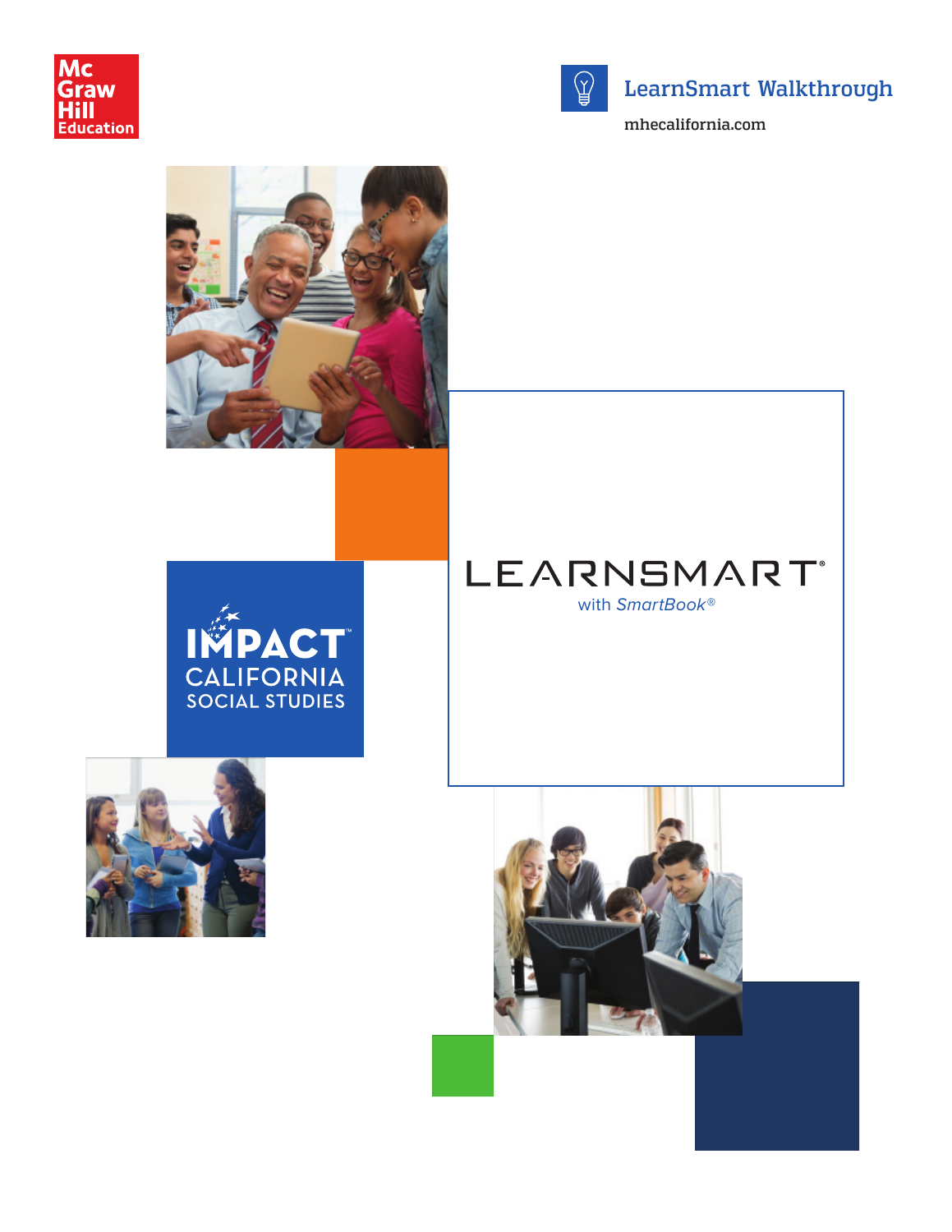McGraw Hill Education

# LearnSmart Walkthrough

mhecalifornia.com

IMPACT™ CALIFORNIA SOCIAL STUDIES

LEARNSMART®

with *SmartBook*®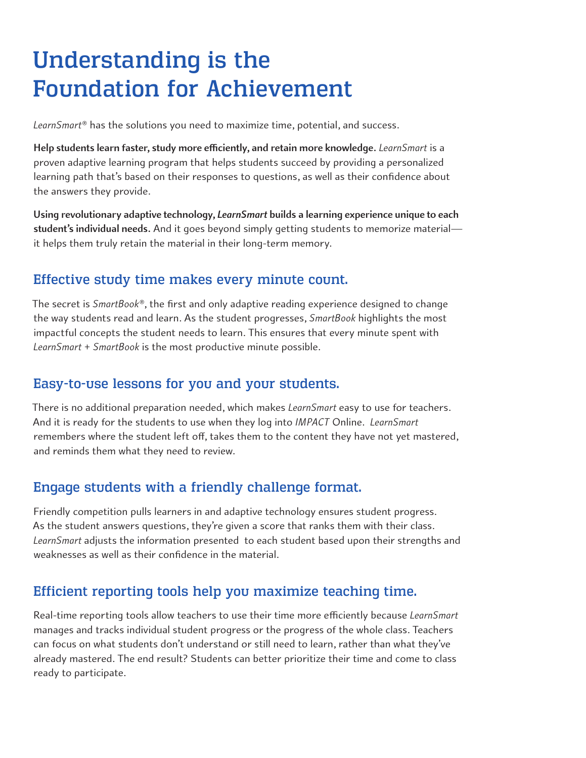# Understanding is the Foundation for Achievement

*LearnSmart®* has the solutions you need to maximize time, potential, and success.

**Help students learn faster, study more efficiently, and retain more knowledge.** *LearnSmart* is a proven adaptive learning program that helps students succeed by providing a personalized learning path that's based on their responses to questions, as well as their confidence about the answers they provide.

**Using revolutionary adaptive technology, *LearnSmart* builds a learning experience unique to each student's individual needs.** And it goes beyond simply getting students to memorize material—it helps them truly retain the material in their long-term memory.

## Effective study time makes every minute count.

The secret is *SmartBook®*, the first and only adaptive reading experience designed to change the way students read and learn. As the student progresses, *SmartBook* highlights the most impactful concepts the student needs to learn. This ensures that every minute spent with *LearnSmart* + *SmartBook* is the most productive minute possible.

## Easy-to-use lessons for you and your students.

There is no additional preparation needed, which makes *LearnSmart* easy to use for teachers. And it is ready for the students to use when they log into *IMPACT* Online. *LearnSmart* remembers where the student left off, takes them to the content they have not yet mastered, and reminds them what they need to review.

## Engage students with a friendly challenge format.

Friendly competition pulls learners in and adaptive technology ensures student progress. As the student answers questions, they're given a score that ranks them with their class. *LearnSmart* adjusts the information presented to each student based upon their strengths and weaknesses as well as their confidence in the material.

## Efficient reporting tools help you maximize teaching time.

Real-time reporting tools allow teachers to use their time more efficiently because *LearnSmart* manages and tracks individual student progress or the progress of the whole class. Teachers can focus on what students don't understand or still need to learn, rather than what they've already mastered. The end result? Students can better prioritize their time and come to class ready to participate.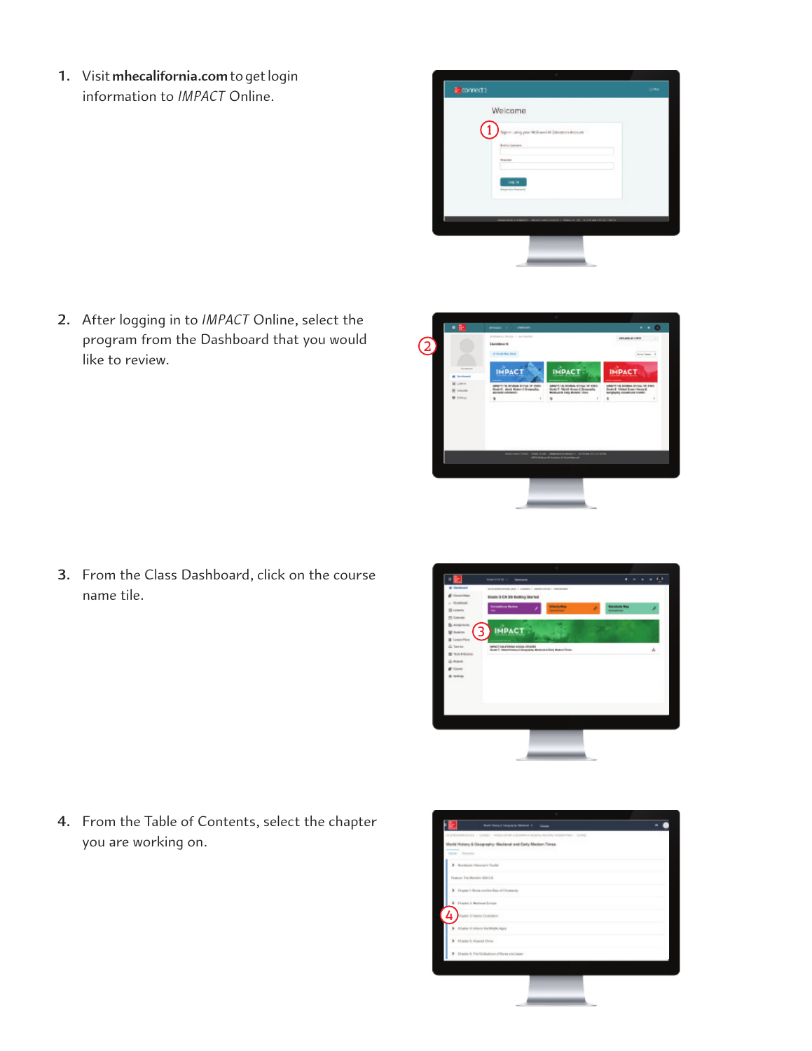1. Visit **mhecalifornia.com** to get login information to *IMPACT* Online.

2. After logging in to *IMPACT* Online, select the program from the Dashboard that you would like to review.

3. From the Class Dashboard, click on the course name tile.

4. From the Table of Contents, select the chapter you are working on.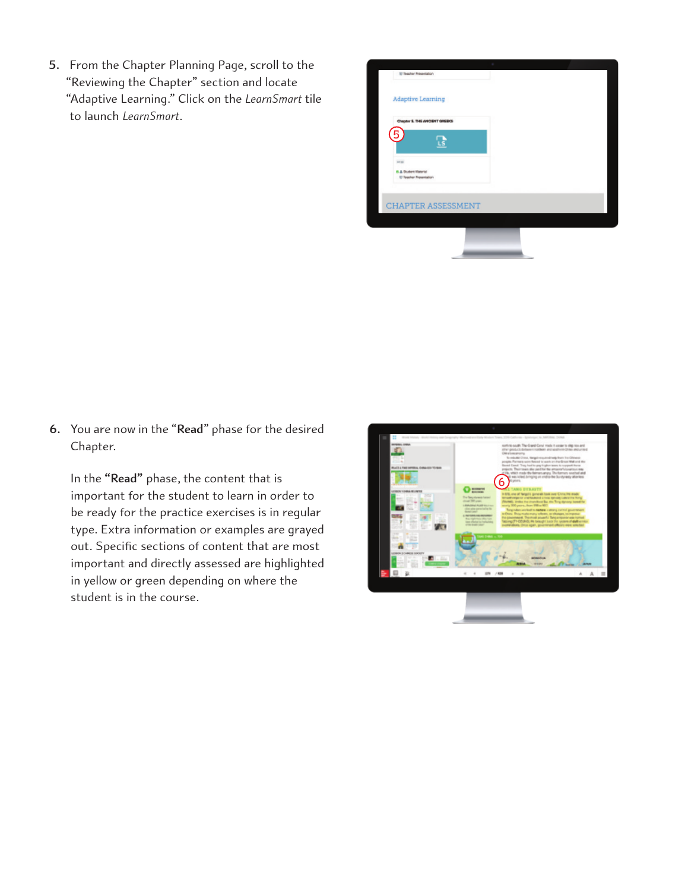5. From the Chapter Planning Page, scroll to the "Reviewing the Chapter" section and locate "Adaptive Learning." Click on the *LearnSmart* tile to launch *LearnSmart*.

6. You are now in the "**Read**" phase for the desired Chapter.

   In the **"Read"** phase, the content that is important for the student to learn in order to be ready for the practice exercises is in regular type. Extra information or examples are grayed out. Specific sections of content that are most important and directly assessed are highlighted in yellow or green depending on where the student is in the course.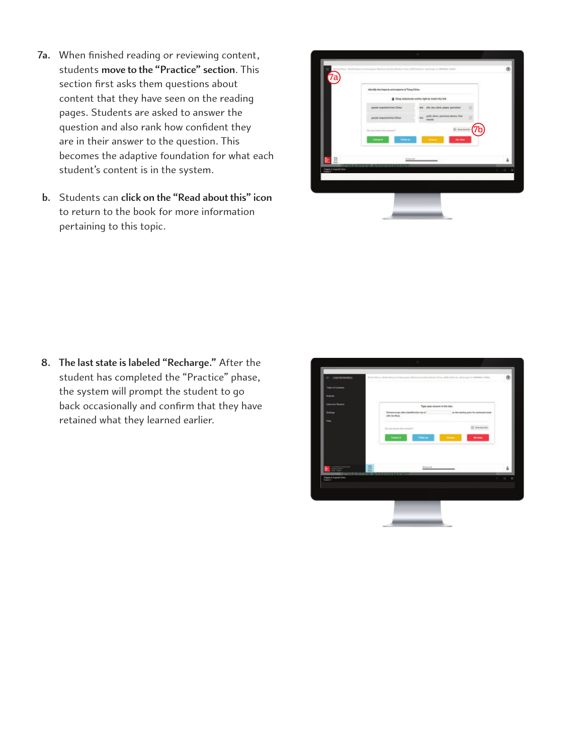7a. When finished reading or reviewing content, students **move to the "Practice" section**. This section first asks them questions about content that they have seen on the reading pages. Students are asked to answer the question and also rank how confident they are in their answer to the question. This becomes the adaptive foundation for what each student's content is in the system.

b. Students can **click on the "Read about this" icon** to return to the book for more information pertaining to this topic.

8. **The last state is labeled "Recharge."** After the student has completed the "Practice" phase, the system will prompt the student to go back occasionally and confirm that they have retained what they learned earlier.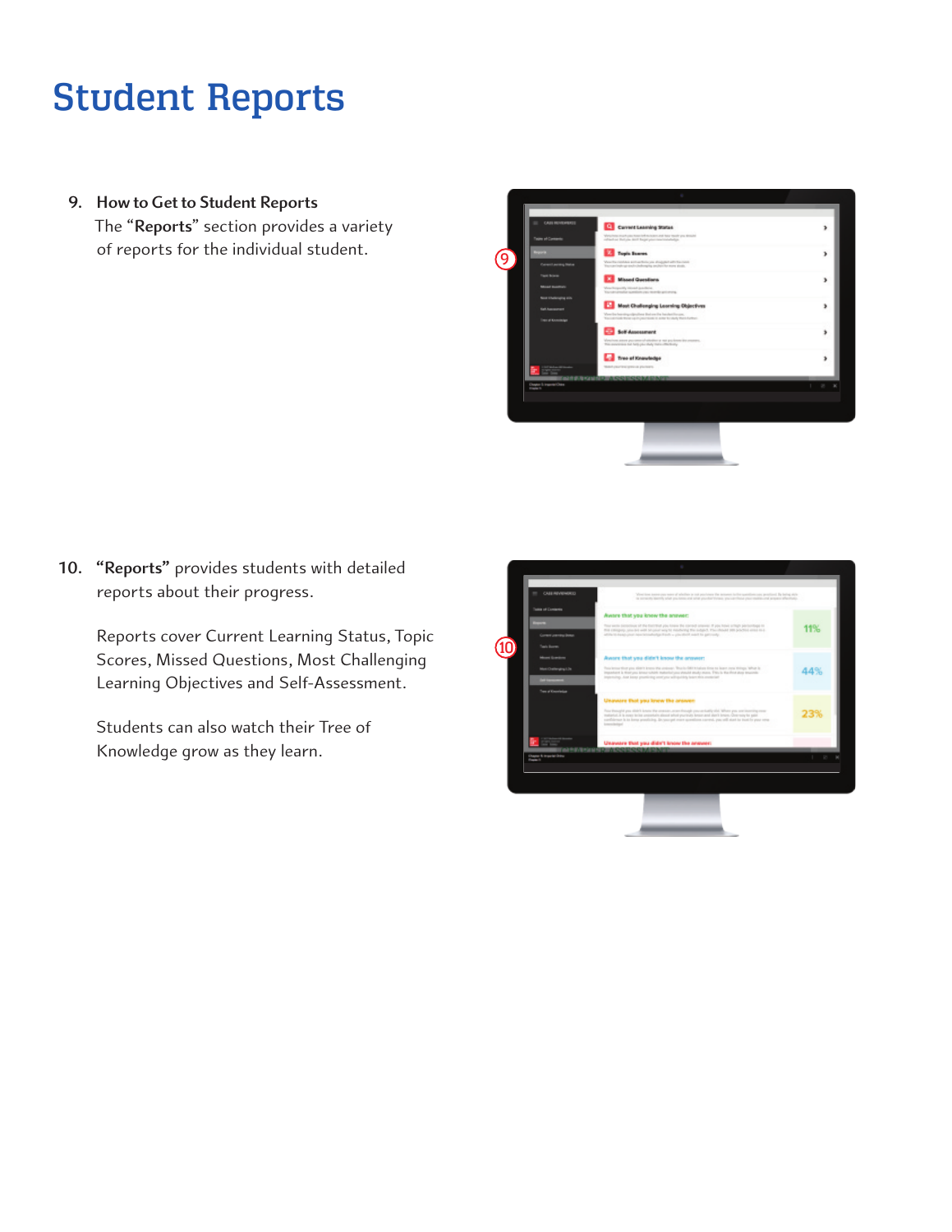# Student Reports

9. **How to Get to Student Reports**
   The "**Reports**" section provides a variety of reports for the individual student.

10. **"Reports"** provides students with detailed reports about their progress.

    Reports cover Current Learning Status, Topic Scores, Missed Questions, Most Challenging Learning Objectives and Self-Assessment.

    Students can also watch their Tree of Knowledge grow as they learn.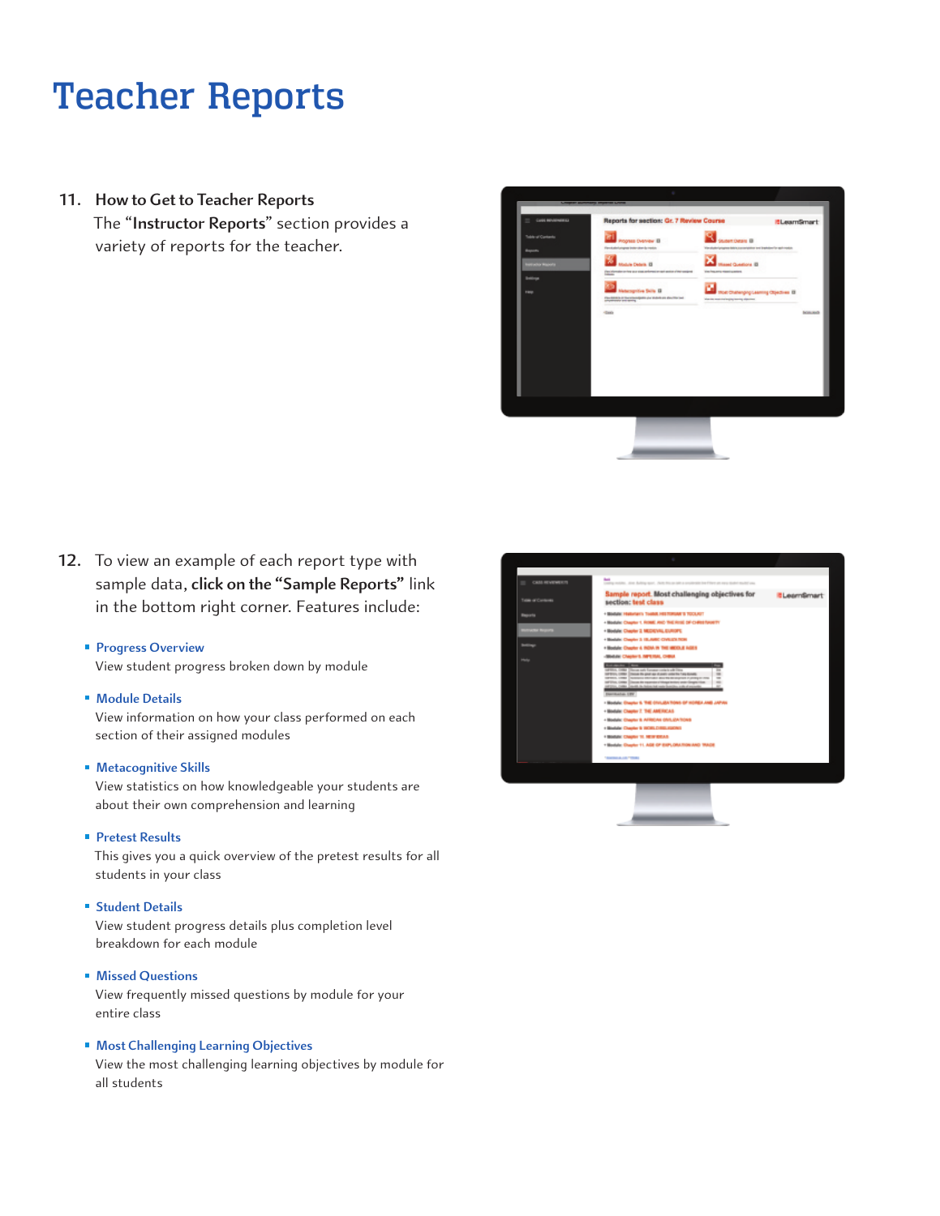# Teacher Reports

11. **How to Get to Teacher Reports**
    The "**Instructor Reports**" section provides a variety of reports for the teacher.

12. To view an example of each report type with sample data, **click on the "Sample Reports"** link in the bottom right corner. Features include:

    - **Progress Overview**
      View student progress broken down by module
    - **Module Details**
      View information on how your class performed on each section of their assigned modules
    - **Metacognitive Skills**
      View statistics on how knowledgeable your students are about their own comprehension and learning
    - **Pretest Results**
      This gives you a quick overview of the pretest results for all students in your class
    - **Student Details**
      View student progress details plus completion level breakdown for each module
    - **Missed Questions**
      View frequently missed questions by module for your entire class
    - **Most Challenging Learning Objectives**
      View the most challenging learning objectives by module for all students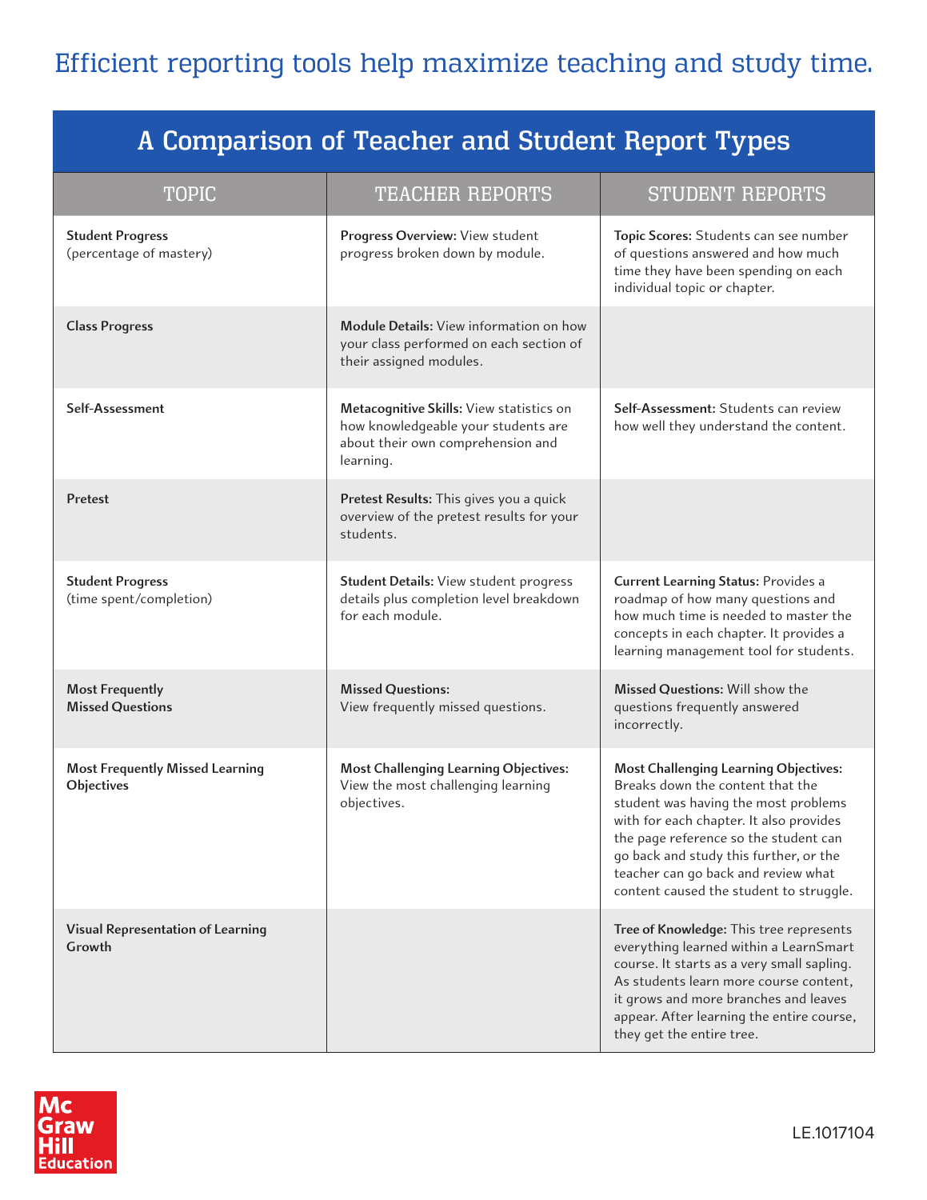# Efficient reporting tools help maximize teaching and study time.

## A Comparison of Teacher and Student Report Types

| TOPIC | TEACHER REPORTS | STUDENT REPORTS |
|---|---|---|
| **Student Progress** (percentage of mastery) | **Progress Overview:** View student progress broken down by module. | **Topic Scores:** Students can see number of questions answered and how much time they have been spending on each individual topic or chapter. |
| **Class Progress** | **Module Details:** View information on how your class performed on each section of their assigned modules. | |
| **Self-Assessment** | **Metacognitive Skills:** View statistics on how knowledgeable your students are about their own comprehension and learning. | **Self-Assessment:** Students can review how well they understand the content. |
| **Pretest** | **Pretest Results:** This gives you a quick overview of the pretest results for your students. | |
| **Student Progress** (time spent/completion) | **Student Details:** View student progress details plus completion level breakdown for each module. | **Current Learning Status:** Provides a roadmap of how many questions and how much time is needed to master the concepts in each chapter. It provides a learning management tool for students. |
| **Most Frequently Missed Questions** | **Missed Questions:** View frequently missed questions. | **Missed Questions:** Will show the questions frequently answered incorrectly. |
| **Most Frequently Missed Learning Objectives** | **Most Challenging Learning Objectives:** View the most challenging learning objectives. | **Most Challenging Learning Objectives:** Breaks down the content that the student was having the most problems with for each chapter. It also provides the page reference so the student can go back and study this further, or the teacher can go back and review what content caused the student to struggle. |
| **Visual Representation of Learning Growth** | | **Tree of Knowledge:** This tree represents everything learned within a LearnSmart course. It starts as a very small sapling. As students learn more course content, it grows and more branches and leaves appear. After learning the entire course, they get the entire tree. |

Mc Graw Hill Education

LE.1017104